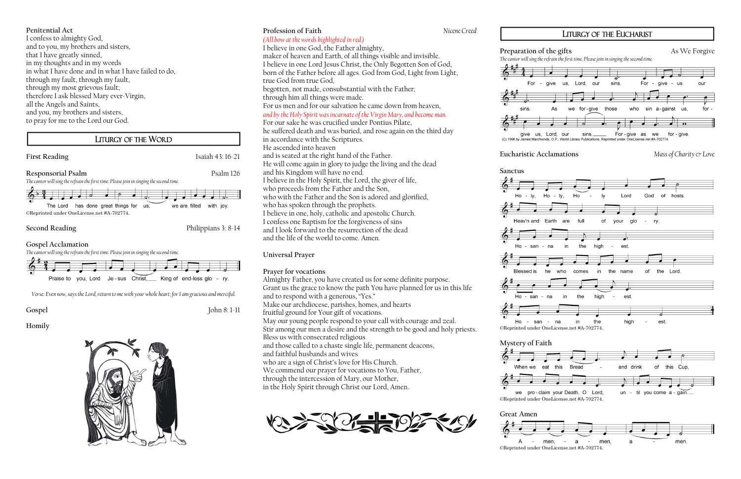Penitential Act

I confess to almighty God,
and to you, my brothers and sisters,
that I have greatly sinned,
in my thoughts and in my words
in what I have done and in what I have failed to do,
through my fault, through my fault,
through my most grievous fault;
therefore I ask blessed Mary ever-Virgin,
all the Angels and Saints,
and you, my brothers and sisters,
to pray for me to the Lord our God.

## Liturgy of the Word

First Reading — Isaiah 43: 16-21

Responsorial Psalm — Psalm 126

*The cantor will sing the refrain the first time. Please join in singing the second time.*

The Lord has done great things for us; we are filled with joy.

©Reprinted under OneLicense.net #A-702774.

Second Reading — Philippians 3: 8-14

Gospel Acclamation

*The cantor will sing the refrain the first time. Please join in singing the second time.*

Praise to you, Lord Je - sus Christ, King of end-less glo - ry.

*Verse: Even now, says the Lord, return to me with your whole heart; for I am gracious and merciful.*

Gospel — John 8: 1-11

Homily

Profession of Faith — *Nicene Creed*

*(All bow at the words highlighted in red.)*

I believe in one God, the Father almighty,
maker of heaven and Earth, of all things visible and invisible.
I believe in one Lord Jesus Christ, the Only Begotten Son of God,
born of the Father before all ages. God from God, Light from Light,
true God from true God,
begotten, not made, consubstantial with the Father;
through him all things were made.
For us men and for our salvation he came down from heaven,
*and by the Holy Spirit was incarnate of the Virgin Mary, and become man.*
For our sake he was crucified under Pontius Pilate,
he suffered death and was buried, and rose again on the third day
in accordance with the Scriptures.
He ascended into heaven
and is seated at the right hand of the Father.
He will come again in glory to judge the living and the dead
and his Kingdom will have no end.
I believe in the Holy Spirit, the Lord, the giver of life,
who proceeds from the Father and the Son,
who with the Father and the Son is adored and glorified,
who has spoken through the prophets.
I believe in one, holy, catholic and apostolic Church.
I confess one Baptism for the forgiveness of sins
and I look forward to the resurrection of the dead
and the life of the world to come. Amen.

Universal Prayer

Prayer for vocations

Almighty Father, you have created us for some definite purpose.
Grant us the grace to know the path You have planned for us in this life
and to respond with a generous, "Yes."
Make our archdiocese, parishes, homes, and hearts
fruitful ground for Your gift of vocations.
May our young people respond to your call with courage and zeal.
Stir among our men a desire and the strength to be good and holy priests.
Bless us with consecrated religious
and those called to a chaste single life, permanent deacons,
and faithful husbands and wives
who are a sign of Christ's love for His Church.
We commend our prayer for vocations to You, Father,
through the intercession of Mary, our Mother,
in the Holy Spirit through Christ our Lord, Amen.

## Liturgy of the Eucharist

Preparation of the gifts — As We Forgive

*The cantor will sing the refrain the first time. Please join in singing the second time.*

For - give us, Lord, our sins. For - give - us our sins. As we for-give those who sin a-gainst us, for - give us, Lord, our sins. For-give as we for - give.

(C) 1996 by James Marchionda, O.P., World Library Publications. Reprinted under OneLicense.net #A-702774.

Eucharistic Acclamations — *Mass of Charity & Love*

Sanctus

Ho - ly, Ho - ly, Ho - ly Lord God of hosts. Heav'n and Earth are full of your glo - ry. Ho - san - na in the high - est. Blessed is he who comes in the name of the Lord. Ho - san - na in the high - est. Ho - san - na in the high - est.

©Reprinted under OneLicense.net #A-702774.

Mystery of Faith

When we eat this Bread and drink of this Cup, we pro - claim your Death, O Lord, un - til you come a - gain.

©Reprinted under OneLicense.net #A-702774.

Great Amen

A - men, a - men, a - men.

©Reprinted under OneLicense.net #A-702774.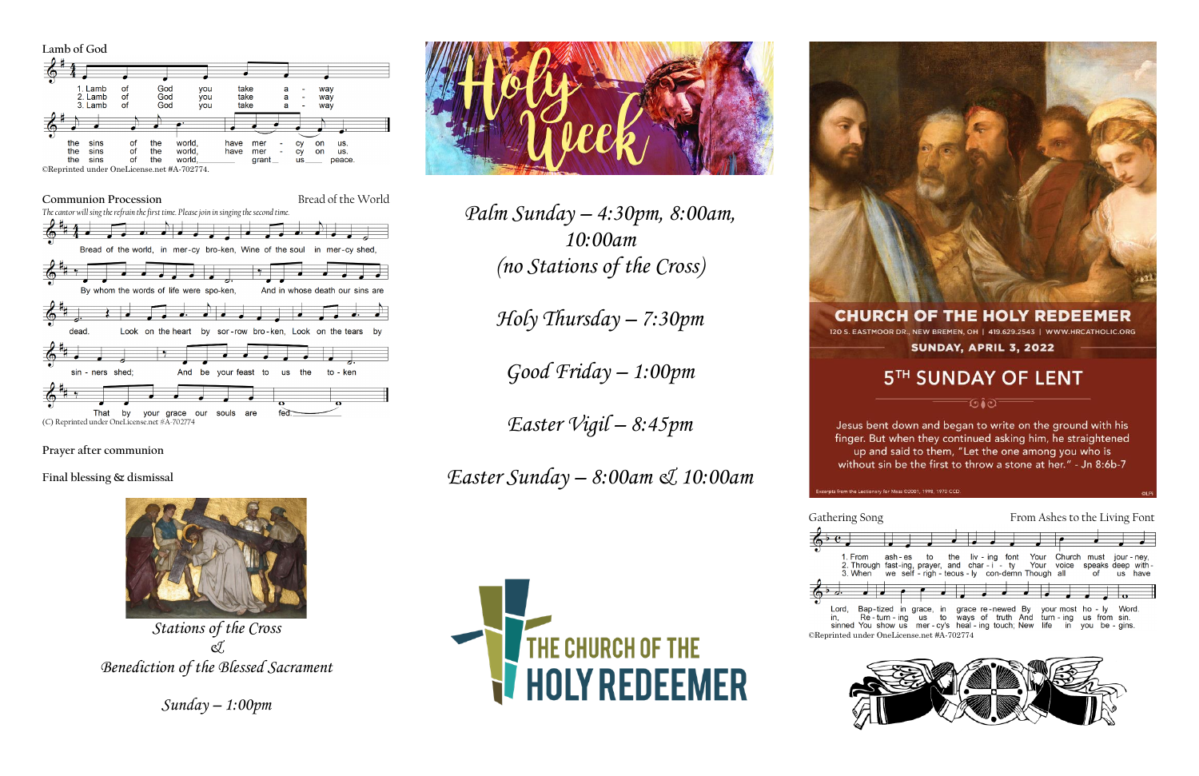Lamb of God

1. Lamb of God you take a - way the sins of the world, have mer - cy on us.
2. Lamb of God you take a - way the sins of the world, have mer - cy on us.
3. Lamb of God you take a - way the sins of the world, grant us peace.

©Reprinted under OneLicense.net #A-702774.

Communion Procession — Bread of the World

*The cantor will sing the refrain the first time. Please join in singing the second time.*

Bread of the world, in mer-cy bro-ken, Wine of the soul in mer-cy shed, By whom the words of life were spo-ken, And in whose death our sins are dead. Look on the heart by sor-row bro-ken, Look on the tears by sin-ners shed; And be your feast to us the to-ken That by your grace our souls are fed.

(C) Reprinted under OneLicense.net #A-702774

Prayer after communion

Final blessing & dismissal

*Stations of the Cross*
*&*
*Benediction of the Blessed Sacrament*

*Sunday – 1:00pm*

Holy Week

*Palm Sunday – 4:30pm, 8:00am, 10:00am*
*(no Stations of the Cross)*

*Holy Thursday – 7:30pm*

*Good Friday – 1:00pm*

*Easter Vigil – 8:45pm*

*Easter Sunday – 8:00am & 10:00am*

THE CHURCH OF THE HOLY REDEEMER

# CHURCH OF THE HOLY REDEEMER

120 S. EASTMOOR DR., NEW BREMEN, OH | 419.629.2543 | WWW.HRCATHOLIC.ORG

SUNDAY, APRIL 3, 2022

## 5TH SUNDAY OF LENT

Jesus bent down and began to write on the ground with his finger. But when they continued asking him, he straightened up and said to them, "Let the one among you who is without sin be the first to throw a stone at her." - Jn 8:6b-7

Excerpts from the Lectionary for Mass ©2001, 1998, 1970 CCD.

Gathering Song — From Ashes to the Living Font

1. From ash-es to the liv-ing font Your Church must jour-ney, Lord, Bap-tized in grace, in grace re-newed By your most ho-ly Word.
2. Through fast-ing, prayer, and char-i-ty Your voice speaks deep with-in, Re-turn-ing us to ways of truth And turn-ing us from sin.
3. When we self-righ-teous-ly con-demn Though all of us have sinned You show us mer-cy's heal-ing touch; New life in you be-gins.

©Reprinted under OneLicense.net #A-702774